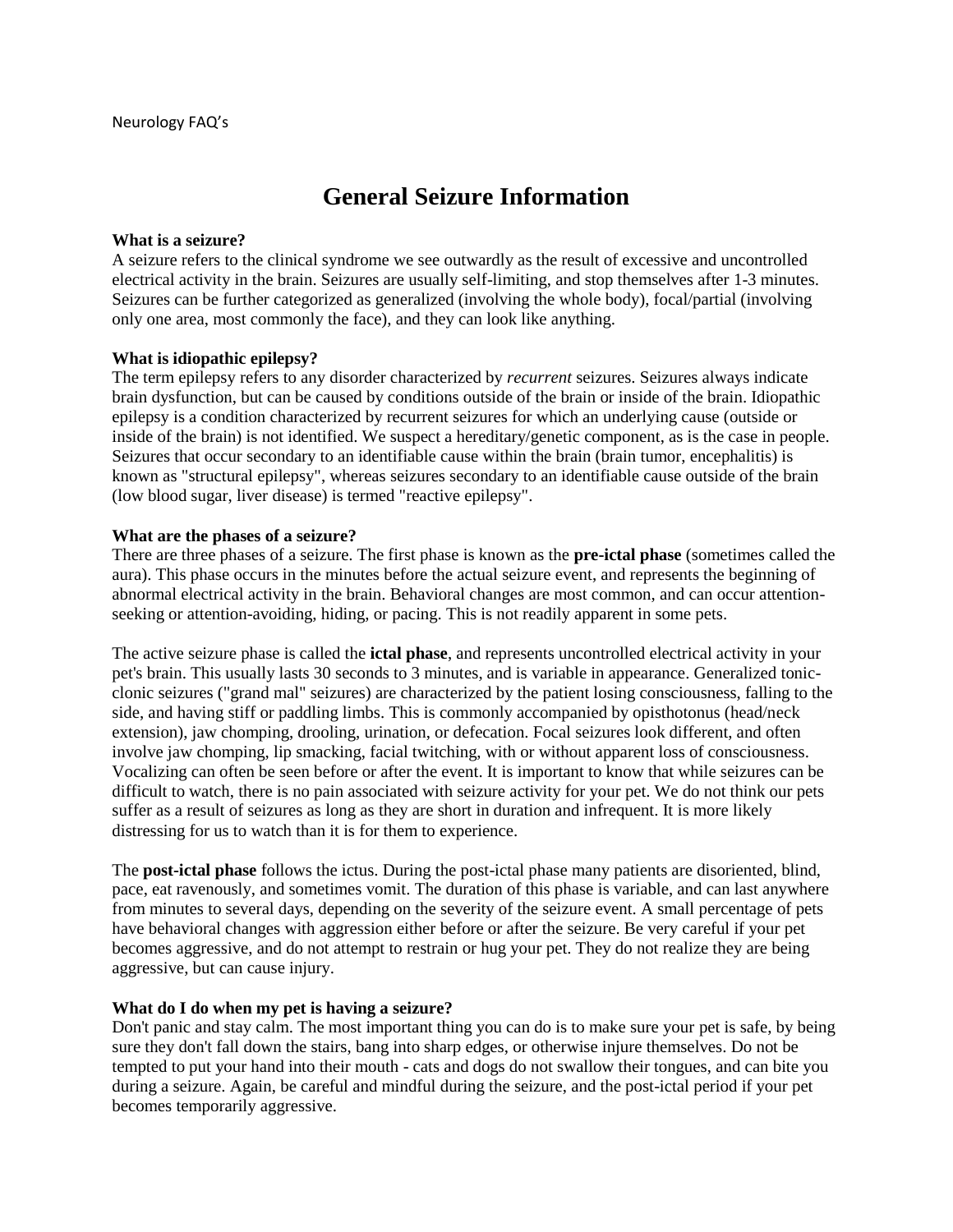Neurology FAQ's

# General Seizure Information

**What is a seizure?**

A seizure refers to the clinical syndrome we see outwardly as the result of excessive and uncontrolled electrical activity in the brain. Seizures are usually self-limiting, and stop themselves after 1-3 minutes. Seizures can be further categorized as generalized (involving the whole body), focal/partial (involving only one area, most commonly the face), and they can look like anything.

**What is idiopathic epilepsy?**

The term epilepsy refers to any disorder characterized by *recurrent* seizures. Seizures always indicate brain dysfunction, but can be caused by conditions outside of the brain or inside of the brain. Idiopathic epilepsy is a condition characterized by recurrent seizures for which an underlying cause (outside or inside of the brain) is not identified. We suspect a hereditary/genetic component, as is the case in people. Seizures that occur secondary to an identifiable cause within the brain (brain tumor, encephalitis) is known as "structural epilepsy", whereas seizures secondary to an identifiable cause outside of the brain (low blood sugar, liver disease) is termed "reactive epilepsy".

**What are the phases of a seizure?**

There are three phases of a seizure. The first phase is known as the **pre-ictal phase** (sometimes called the aura). This phase occurs in the minutes before the actual seizure event, and represents the beginning of abnormal electrical activity in the brain. Behavioral changes are most common, and can occur attention-seeking or attention-avoiding, hiding, or pacing. This is not readily apparent in some pets.

The active seizure phase is called the **ictal phase**, and represents uncontrolled electrical activity in your pet's brain. This usually lasts 30 seconds to 3 minutes, and is variable in appearance. Generalized tonic-clonic seizures ("grand mal" seizures) are characterized by the patient losing consciousness, falling to the side, and having stiff or paddling limbs. This is commonly accompanied by opisthotonus (head/neck extension), jaw chomping, drooling, urination, or defecation. Focal seizures look different, and often involve jaw chomping, lip smacking, facial twitching, with or without apparent loss of consciousness. Vocalizing can often be seen before or after the event. It is important to know that while seizures can be difficult to watch, there is no pain associated with seizure activity for your pet. We do not think our pets suffer as a result of seizures as long as they are short in duration and infrequent. It is more likely distressing for us to watch than it is for them to experience.

The **post-ictal phase** follows the ictus. During the post-ictal phase many patients are disoriented, blind, pace, eat ravenously, and sometimes vomit. The duration of this phase is variable, and can last anywhere from minutes to several days, depending on the severity of the seizure event. A small percentage of pets have behavioral changes with aggression either before or after the seizure. Be very careful if your pet becomes aggressive, and do not attempt to restrain or hug your pet. They do not realize they are being aggressive, but can cause injury.

**What do I do when my pet is having a seizure?**

Don't panic and stay calm. The most important thing you can do is to make sure your pet is safe, by being sure they don't fall down the stairs, bang into sharp edges, or otherwise injure themselves. Do not be tempted to put your hand into their mouth - cats and dogs do not swallow their tongues, and can bite you during a seizure. Again, be careful and mindful during the seizure, and the post-ictal period if your pet becomes temporarily aggressive.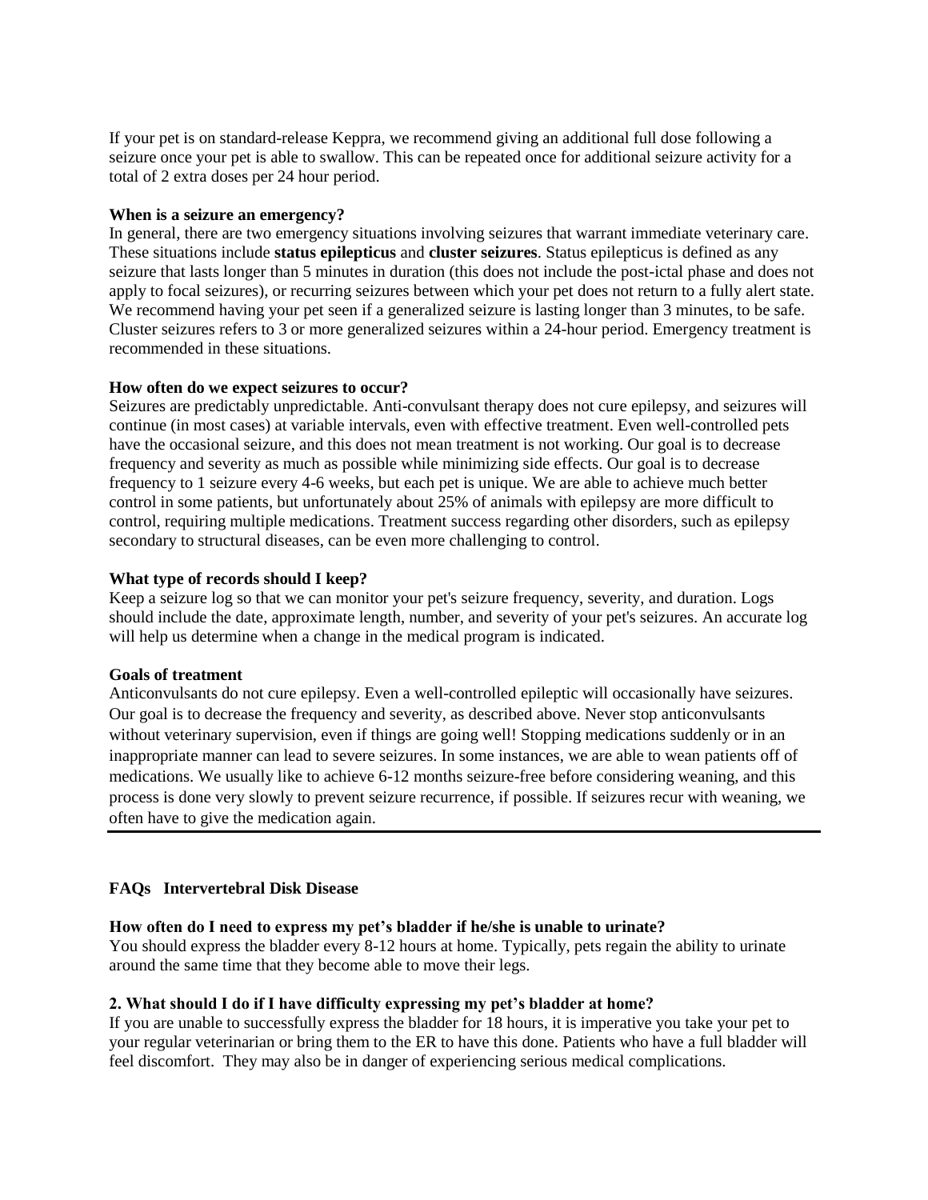If your pet is on standard-release Keppra, we recommend giving an additional full dose following a seizure once your pet is able to swallow. This can be repeated once for additional seizure activity for a total of 2 extra doses per 24 hour period.

**When is a seizure an emergency?**

In general, there are two emergency situations involving seizures that warrant immediate veterinary care. These situations include **status epilepticus** and **cluster seizures**. Status epilepticus is defined as any seizure that lasts longer than 5 minutes in duration (this does not include the post-ictal phase and does not apply to focal seizures), or recurring seizures between which your pet does not return to a fully alert state. We recommend having your pet seen if a generalized seizure is lasting longer than 3 minutes, to be safe. Cluster seizures refers to 3 or more generalized seizures within a 24-hour period. Emergency treatment is recommended in these situations.

**How often do we expect seizures to occur?**

Seizures are predictably unpredictable. Anti-convulsant therapy does not cure epilepsy, and seizures will continue (in most cases) at variable intervals, even with effective treatment. Even well-controlled pets have the occasional seizure, and this does not mean treatment is not working. Our goal is to decrease frequency and severity as much as possible while minimizing side effects. Our goal is to decrease frequency to 1 seizure every 4-6 weeks, but each pet is unique. We are able to achieve much better control in some patients, but unfortunately about 25% of animals with epilepsy are more difficult to control, requiring multiple medications. Treatment success regarding other disorders, such as epilepsy secondary to structural diseases, can be even more challenging to control.

**What type of records should I keep?**

Keep a seizure log so that we can monitor your pet's seizure frequency, severity, and duration. Logs should include the date, approximate length, number, and severity of your pet's seizures. An accurate log will help us determine when a change in the medical program is indicated.

**Goals of treatment**

Anticonvulsants do not cure epilepsy. Even a well-controlled epileptic will occasionally have seizures. Our goal is to decrease the frequency and severity, as described above. Never stop anticonvulsants without veterinary supervision, even if things are going well! Stopping medications suddenly or in an inappropriate manner can lead to severe seizures. In some instances, we are able to wean patients off of medications. We usually like to achieve 6-12 months seizure-free before considering weaning, and this process is done very slowly to prevent seizure recurrence, if possible. If seizures recur with weaning, we often have to give the medication again.

---

## FAQs Intervertebral Disk Disease

**How often do I need to express my pet's bladder if he/she is unable to urinate?**

You should express the bladder every 8-12 hours at home. Typically, pets regain the ability to urinate around the same time that they become able to move their legs.

**2. What should I do if I have difficulty expressing my pet's bladder at home?**

If you are unable to successfully express the bladder for 18 hours, it is imperative you take your pet to your regular veterinarian or bring them to the ER to have this done. Patients who have a full bladder will feel discomfort. They may also be in danger of experiencing serious medical complications.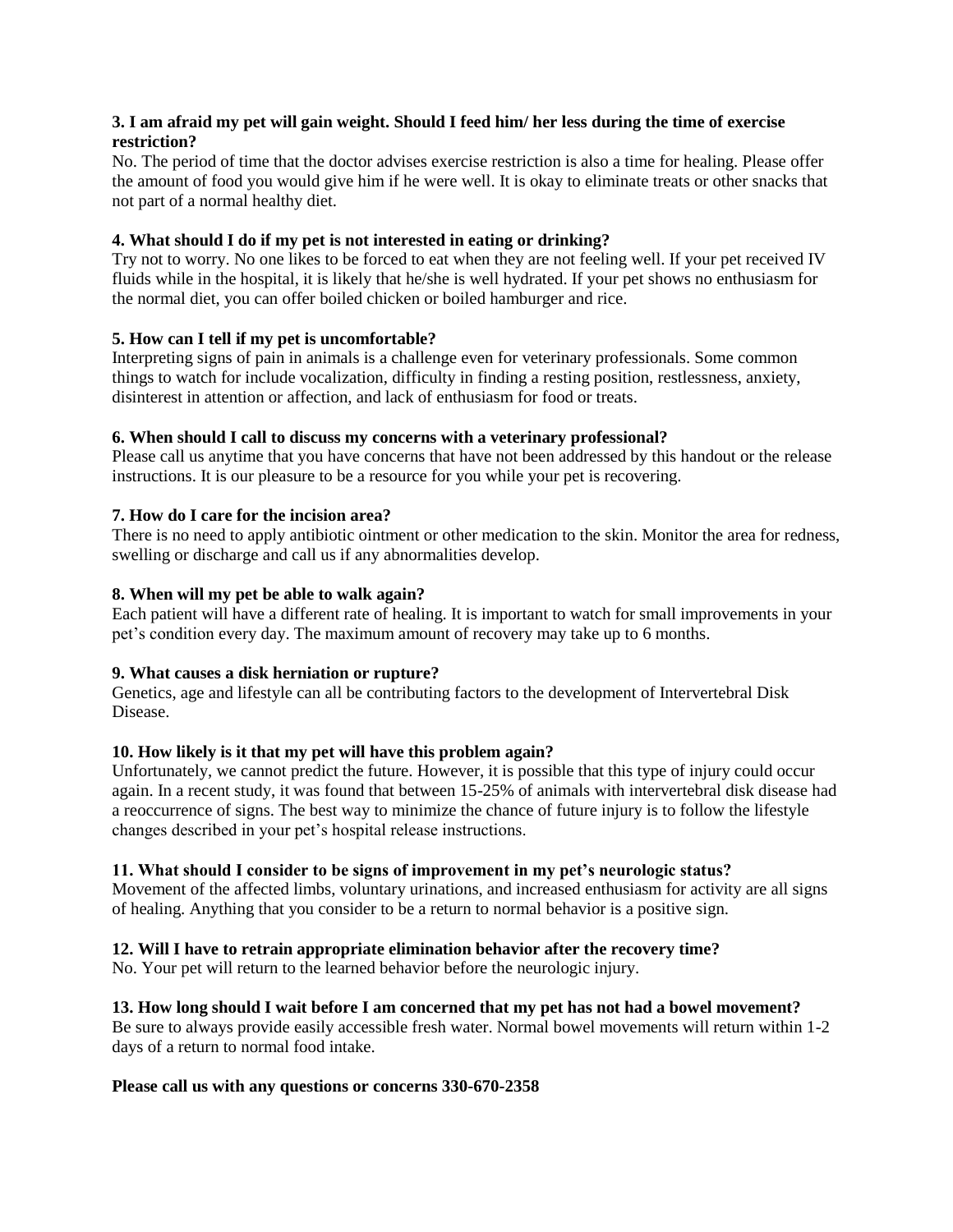**3. I am afraid my pet will gain weight. Should I feed him/ her less during the time of exercise restriction?**

No. The period of time that the doctor advises exercise restriction is also a time for healing. Please offer the amount of food you would give him if he were well. It is okay to eliminate treats or other snacks that not part of a normal healthy diet.

**4. What should I do if my pet is not interested in eating or drinking?**

Try not to worry. No one likes to be forced to eat when they are not feeling well. If your pet received IV fluids while in the hospital, it is likely that he/she is well hydrated. If your pet shows no enthusiasm for the normal diet, you can offer boiled chicken or boiled hamburger and rice.

**5. How can I tell if my pet is uncomfortable?**

Interpreting signs of pain in animals is a challenge even for veterinary professionals. Some common things to watch for include vocalization, difficulty in finding a resting position, restlessness, anxiety, disinterest in attention or affection, and lack of enthusiasm for food or treats.

**6. When should I call to discuss my concerns with a veterinary professional?**

Please call us anytime that you have concerns that have not been addressed by this handout or the release instructions. It is our pleasure to be a resource for you while your pet is recovering.

**7. How do I care for the incision area?**

There is no need to apply antibiotic ointment or other medication to the skin. Monitor the area for redness, swelling or discharge and call us if any abnormalities develop.

**8. When will my pet be able to walk again?**

Each patient will have a different rate of healing. It is important to watch for small improvements in your pet's condition every day. The maximum amount of recovery may take up to 6 months.

**9. What causes a disk herniation or rupture?**

Genetics, age and lifestyle can all be contributing factors to the development of Intervertebral Disk Disease.

**10. How likely is it that my pet will have this problem again?**

Unfortunately, we cannot predict the future. However, it is possible that this type of injury could occur again. In a recent study, it was found that between 15-25% of animals with intervertebral disk disease had a reoccurrence of signs. The best way to minimize the chance of future injury is to follow the lifestyle changes described in your pet's hospital release instructions.

**11. What should I consider to be signs of improvement in my pet's neurologic status?**

Movement of the affected limbs, voluntary urinations, and increased enthusiasm for activity are all signs of healing. Anything that you consider to be a return to normal behavior is a positive sign.

**12. Will I have to retrain appropriate elimination behavior after the recovery time?**

No. Your pet will return to the learned behavior before the neurologic injury.

**13. How long should I wait before I am concerned that my pet has not had a bowel movement?**

Be sure to always provide easily accessible fresh water. Normal bowel movements will return within 1-2 days of a return to normal food intake.

**Please call us with any questions or concerns 330-670-2358**